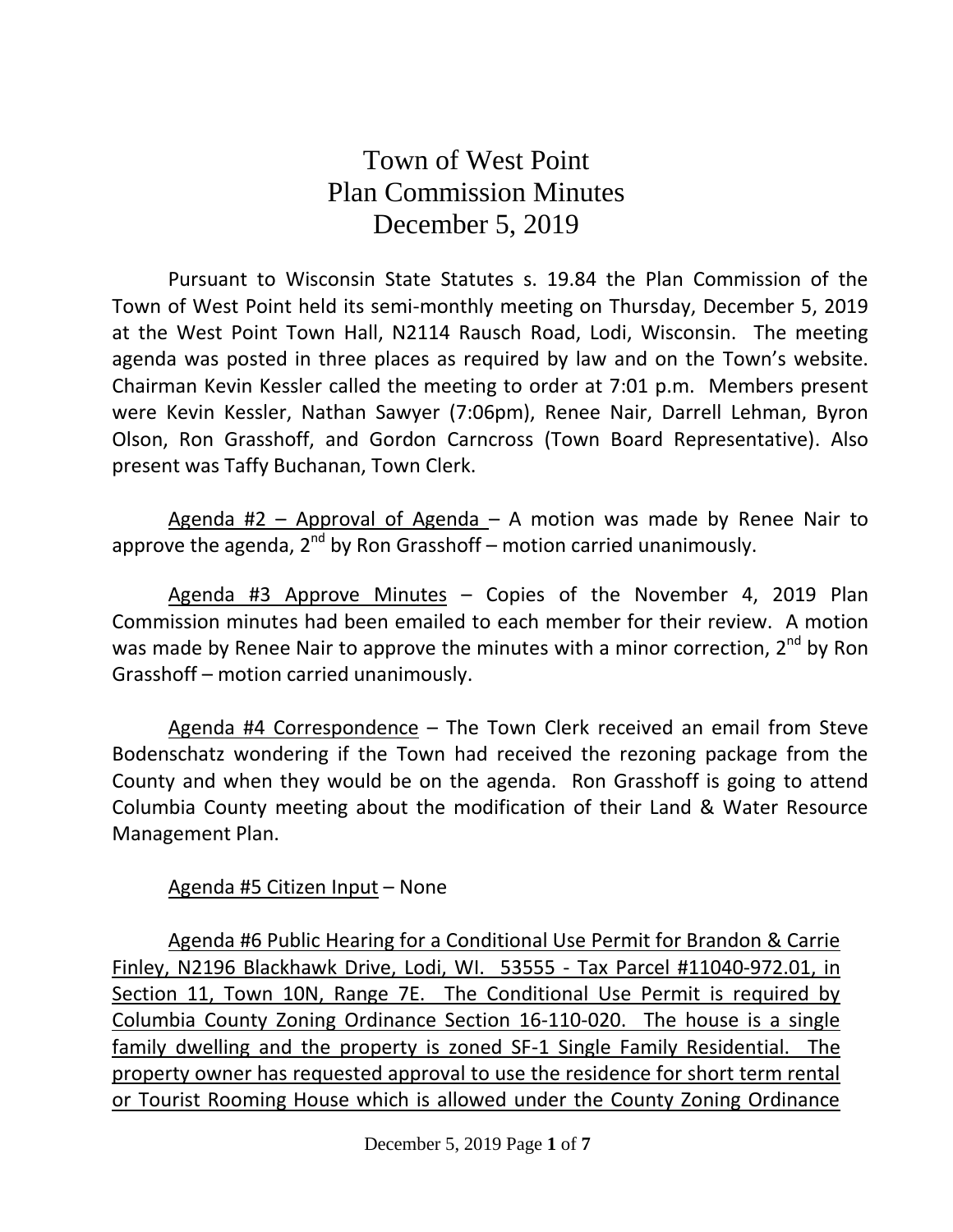# Town of West Point
# Plan Commission Minutes
# December 5, 2019

Pursuant to Wisconsin State Statutes s. 19.84 the Plan Commission of the Town of West Point held its semi-monthly meeting on Thursday, December 5, 2019 at the West Point Town Hall, N2114 Rausch Road, Lodi, Wisconsin. The meeting agenda was posted in three places as required by law and on the Town's website. Chairman Kevin Kessler called the meeting to order at 7:01 p.m. Members present were Kevin Kessler, Nathan Sawyer (7:06pm), Renee Nair, Darrell Lehman, Byron Olson, Ron Grasshoff, and Gordon Carncross (Town Board Representative). Also present was Taffy Buchanan, Town Clerk.

Agenda #2 – Approval of Agenda – A motion was made by Renee Nair to approve the agenda, 2nd by Ron Grasshoff – motion carried unanimously.

Agenda #3 Approve Minutes – Copies of the November 4, 2019 Plan Commission minutes had been emailed to each member for their review. A motion was made by Renee Nair to approve the minutes with a minor correction, 2nd by Ron Grasshoff – motion carried unanimously.

Agenda #4 Correspondence – The Town Clerk received an email from Steve Bodenschatz wondering if the Town had received the rezoning package from the County and when they would be on the agenda. Ron Grasshoff is going to attend Columbia County meeting about the modification of their Land & Water Resource Management Plan.

Agenda #5 Citizen Input – None

Agenda #6 Public Hearing for a Conditional Use Permit for Brandon & Carrie Finley, N2196 Blackhawk Drive, Lodi, WI. 53555 - Tax Parcel #11040-972.01, in Section 11, Town 10N, Range 7E. The Conditional Use Permit is required by Columbia County Zoning Ordinance Section 16-110-020. The house is a single family dwelling and the property is zoned SF-1 Single Family Residential. The property owner has requested approval to use the residence for short term rental or Tourist Rooming House which is allowed under the County Zoning Ordinance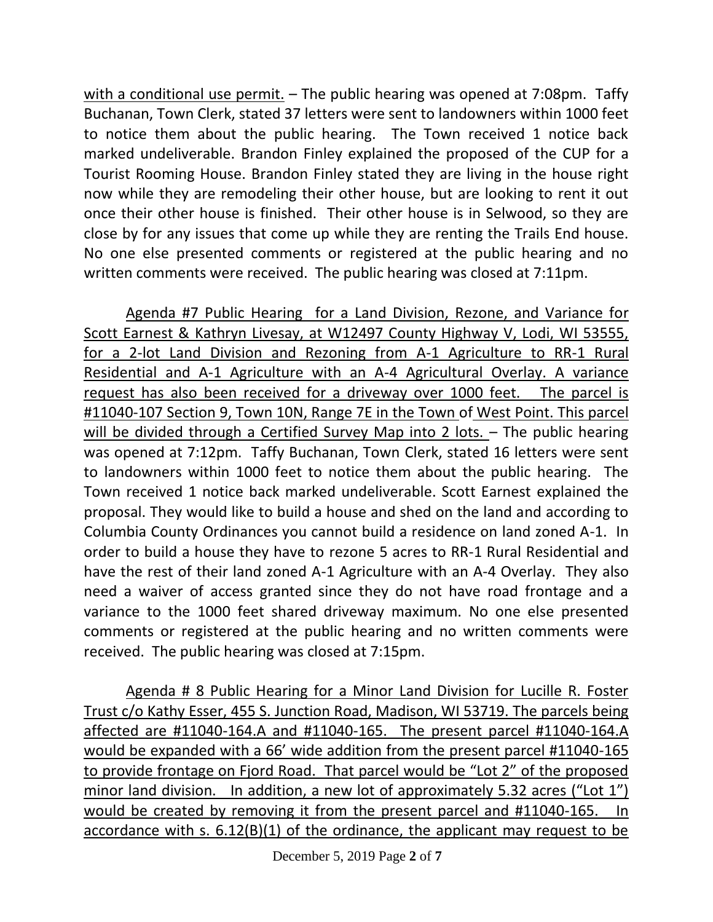with a conditional use permit. – The public hearing was opened at 7:08pm. Taffy Buchanan, Town Clerk, stated 37 letters were sent to landowners within 1000 feet to notice them about the public hearing. The Town received 1 notice back marked undeliverable. Brandon Finley explained the proposed of the CUP for a Tourist Rooming House. Brandon Finley stated they are living in the house right now while they are remodeling their other house, but are looking to rent it out once their other house is finished. Their other house is in Selwood, so they are close by for any issues that come up while they are renting the Trails End house. No one else presented comments or registered at the public hearing and no written comments were received. The public hearing was closed at 7:11pm.

Agenda #7 Public Hearing for a Land Division, Rezone, and Variance for Scott Earnest & Kathryn Livesay, at W12497 County Highway V, Lodi, WI 53555, for a 2-lot Land Division and Rezoning from A-1 Agriculture to RR-1 Rural Residential and A-1 Agriculture with an A-4 Agricultural Overlay. A variance request has also been received for a driveway over 1000 feet. The parcel is #11040-107 Section 9, Town 10N, Range 7E in the Town of West Point. This parcel will be divided through a Certified Survey Map into 2 lots. – The public hearing was opened at 7:12pm. Taffy Buchanan, Town Clerk, stated 16 letters were sent to landowners within 1000 feet to notice them about the public hearing. The Town received 1 notice back marked undeliverable. Scott Earnest explained the proposal. They would like to build a house and shed on the land and according to Columbia County Ordinances you cannot build a residence on land zoned A-1. In order to build a house they have to rezone 5 acres to RR-1 Rural Residential and have the rest of their land zoned A-1 Agriculture with an A-4 Overlay. They also need a waiver of access granted since they do not have road frontage and a variance to the 1000 feet shared driveway maximum. No one else presented comments or registered at the public hearing and no written comments were received. The public hearing was closed at 7:15pm.

Agenda # 8 Public Hearing for a Minor Land Division for Lucille R. Foster Trust c/o Kathy Esser, 455 S. Junction Road, Madison, WI 53719. The parcels being affected are #11040-164.A and #11040-165. The present parcel #11040-164.A would be expanded with a 66' wide addition from the present parcel #11040-165 to provide frontage on Fjord Road. That parcel would be "Lot 2" of the proposed minor land division. In addition, a new lot of approximately 5.32 acres ("Lot 1") would be created by removing it from the present parcel and #11040-165. In accordance with s. 6.12(B)(1) of the ordinance, the applicant may request to be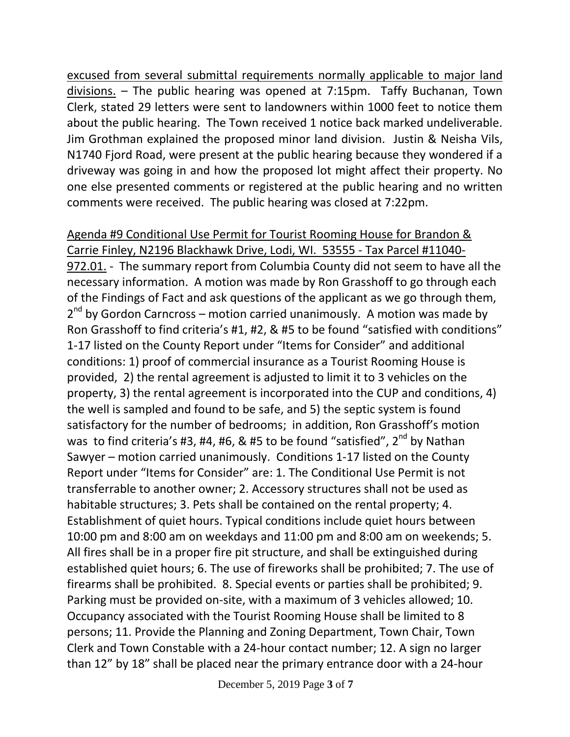excused from several submittal requirements normally applicable to major land divisions. – The public hearing was opened at 7:15pm. Taffy Buchanan, Town Clerk, stated 29 letters were sent to landowners within 1000 feet to notice them about the public hearing. The Town received 1 notice back marked undeliverable. Jim Grothman explained the proposed minor land division. Justin & Neisha Vils, N1740 Fjord Road, were present at the public hearing because they wondered if a driveway was going in and how the proposed lot might affect their property. No one else presented comments or registered at the public hearing and no written comments were received. The public hearing was closed at 7:22pm.

Agenda #9 Conditional Use Permit for Tourist Rooming House for Brandon & Carrie Finley, N2196 Blackhawk Drive, Lodi, WI. 53555 - Tax Parcel #11040-972.01. - The summary report from Columbia County did not seem to have all the necessary information. A motion was made by Ron Grasshoff to go through each of the Findings of Fact and ask questions of the applicant as we go through them, 2nd by Gordon Carncross – motion carried unanimously. A motion was made by Ron Grasshoff to find criteria's #1, #2, & #5 to be found "satisfied with conditions" 1-17 listed on the County Report under "Items for Consider" and additional conditions: 1) proof of commercial insurance as a Tourist Rooming House is provided, 2) the rental agreement is adjusted to limit it to 3 vehicles on the property, 3) the rental agreement is incorporated into the CUP and conditions, 4) the well is sampled and found to be safe, and 5) the septic system is found satisfactory for the number of bedrooms; in addition, Ron Grasshoff's motion was to find criteria's #3, #4, #6, & #5 to be found "satisfied", 2nd by Nathan Sawyer – motion carried unanimously. Conditions 1-17 listed on the County Report under "Items for Consider" are: 1. The Conditional Use Permit is not transferrable to another owner; 2. Accessory structures shall not be used as habitable structures; 3. Pets shall be contained on the rental property; 4. Establishment of quiet hours. Typical conditions include quiet hours between 10:00 pm and 8:00 am on weekdays and 11:00 pm and 8:00 am on weekends; 5. All fires shall be in a proper fire pit structure, and shall be extinguished during established quiet hours; 6. The use of fireworks shall be prohibited; 7. The use of firearms shall be prohibited. 8. Special events or parties shall be prohibited; 9. Parking must be provided on-site, with a maximum of 3 vehicles allowed; 10. Occupancy associated with the Tourist Rooming House shall be limited to 8 persons; 11. Provide the Planning and Zoning Department, Town Chair, Town Clerk and Town Constable with a 24-hour contact number; 12. A sign no larger than 12" by 18" shall be placed near the primary entrance door with a 24-hour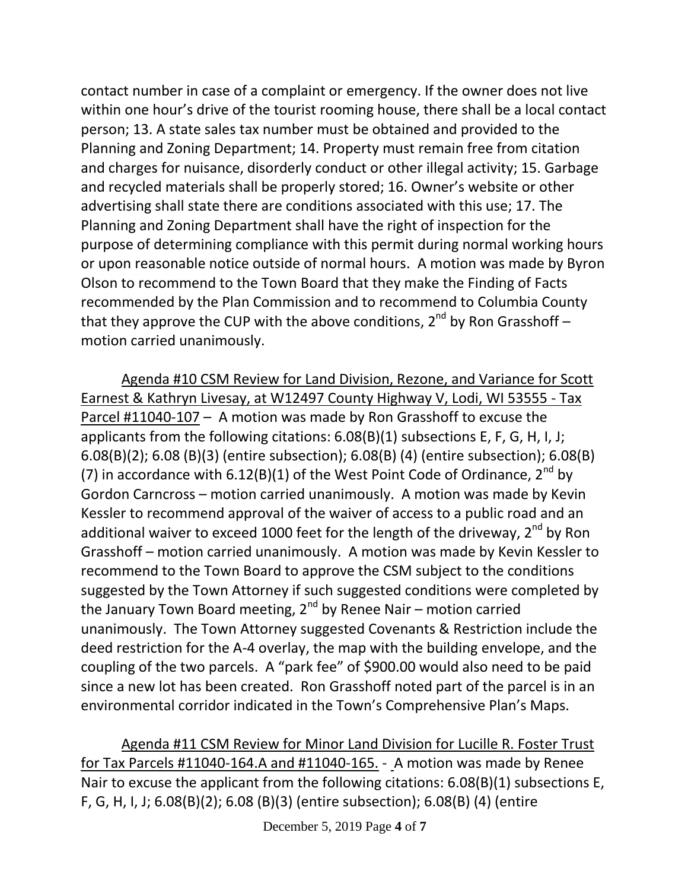contact number in case of a complaint or emergency. If the owner does not live within one hour's drive of the tourist rooming house, there shall be a local contact person; 13. A state sales tax number must be obtained and provided to the Planning and Zoning Department; 14. Property must remain free from citation and charges for nuisance, disorderly conduct or other illegal activity; 15. Garbage and recycled materials shall be properly stored; 16. Owner's website or other advertising shall state there are conditions associated with this use; 17. The Planning and Zoning Department shall have the right of inspection for the purpose of determining compliance with this permit during normal working hours or upon reasonable notice outside of normal hours. A motion was made by Byron Olson to recommend to the Town Board that they make the Finding of Facts recommended by the Plan Commission and to recommend to Columbia County that they approve the CUP with the above conditions, 2nd by Ron Grasshoff – motion carried unanimously.

Agenda #10 CSM Review for Land Division, Rezone, and Variance for Scott Earnest & Kathryn Livesay, at W12497 County Highway V, Lodi, WI 53555 - Tax Parcel #11040-107 – A motion was made by Ron Grasshoff to excuse the applicants from the following citations: 6.08(B)(1) subsections E, F, G, H, I, J; 6.08(B)(2); 6.08 (B)(3) (entire subsection); 6.08(B) (4) (entire subsection); 6.08(B) (7) in accordance with 6.12(B)(1) of the West Point Code of Ordinance, 2nd by Gordon Carncross – motion carried unanimously. A motion was made by Kevin Kessler to recommend approval of the waiver of access to a public road and an additional waiver to exceed 1000 feet for the length of the driveway, 2nd by Ron Grasshoff – motion carried unanimously. A motion was made by Kevin Kessler to recommend to the Town Board to approve the CSM subject to the conditions suggested by the Town Attorney if such suggested conditions were completed by the January Town Board meeting, 2nd by Renee Nair – motion carried unanimously. The Town Attorney suggested Covenants & Restriction include the deed restriction for the A-4 overlay, the map with the building envelope, and the coupling of the two parcels. A "park fee" of $900.00 would also need to be paid since a new lot has been created. Ron Grasshoff noted part of the parcel is in an environmental corridor indicated in the Town's Comprehensive Plan's Maps.

Agenda #11 CSM Review for Minor Land Division for Lucille R. Foster Trust for Tax Parcels #11040-164.A and #11040-165. - A motion was made by Renee Nair to excuse the applicant from the following citations: 6.08(B)(1) subsections E, F, G, H, I, J; 6.08(B)(2); 6.08 (B)(3) (entire subsection); 6.08(B) (4) (entire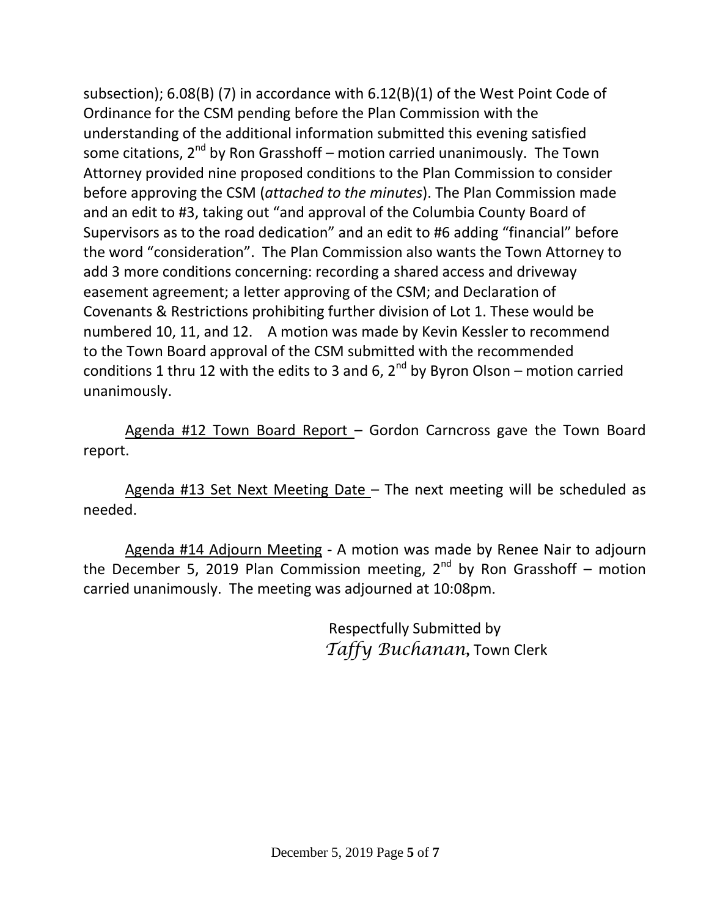subsection); 6.08(B) (7) in accordance with 6.12(B)(1) of the West Point Code of Ordinance for the CSM pending before the Plan Commission with the understanding of the additional information submitted this evening satisfied some citations, 2nd by Ron Grasshoff – motion carried unanimously. The Town Attorney provided nine proposed conditions to the Plan Commission to consider before approving the CSM (*attached to the minutes*). The Plan Commission made and an edit to #3, taking out "and approval of the Columbia County Board of Supervisors as to the road dedication" and an edit to #6 adding "financial" before the word "consideration". The Plan Commission also wants the Town Attorney to add 3 more conditions concerning: recording a shared access and driveway easement agreement; a letter approving of the CSM; and Declaration of Covenants & Restrictions prohibiting further division of Lot 1. These would be numbered 10, 11, and 12. A motion was made by Kevin Kessler to recommend to the Town Board approval of the CSM submitted with the recommended conditions 1 thru 12 with the edits to 3 and 6, 2nd by Byron Olson – motion carried unanimously.

Agenda #12 Town Board Report – Gordon Carncross gave the Town Board report.

Agenda #13 Set Next Meeting Date – The next meeting will be scheduled as needed.

Agenda #14 Adjourn Meeting - A motion was made by Renee Nair to adjourn the December 5, 2019 Plan Commission meeting, 2nd by Ron Grasshoff – motion carried unanimously. The meeting was adjourned at 10:08pm.

Respectfully Submitted by
*Taffy Buchanan*, Town Clerk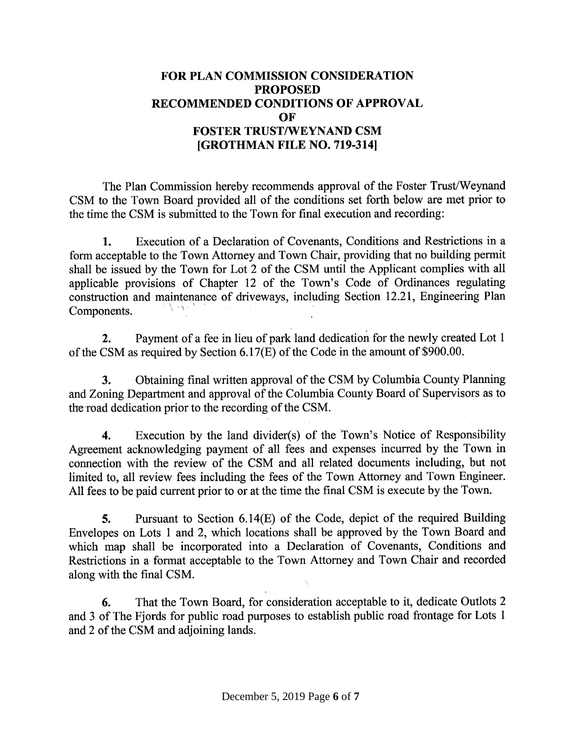# FOR PLAN COMMISSION CONSIDERATION PROPOSED RECOMMENDED CONDITIONS OF APPROVAL OF FOSTER TRUST/WEYNAND CSM [GROTHMAN FILE NO. 719-314]

The Plan Commission hereby recommends approval of the Foster Trust/Weynand CSM to the Town Board provided all of the conditions set forth below are met prior to the time the CSM is submitted to the Town for final execution and recording:

**1.** Execution of a Declaration of Covenants, Conditions and Restrictions in a form acceptable to the Town Attorney and Town Chair, providing that no building permit shall be issued by the Town for Lot 2 of the CSM until the Applicant complies with all applicable provisions of Chapter 12 of the Town's Code of Ordinances regulating construction and maintenance of driveways, including Section 12.21, Engineering Plan Components.

**2.** Payment of a fee in lieu of park land dedication for the newly created Lot 1 of the CSM as required by Section 6.17(E) of the Code in the amount of $900.00.

**3.** Obtaining final written approval of the CSM by Columbia County Planning and Zoning Department and approval of the Columbia County Board of Supervisors as to the road dedication prior to the recording of the CSM.

**4.** Execution by the land divider(s) of the Town's Notice of Responsibility Agreement acknowledging payment of all fees and expenses incurred by the Town in connection with the review of the CSM and all related documents including, but not limited to, all review fees including the fees of the Town Attorney and Town Engineer. All fees to be paid current prior to or at the time the final CSM is execute by the Town.

**5.** Pursuant to Section 6.14(E) of the Code, depict of the required Building Envelopes on Lots 1 and 2, which locations shall be approved by the Town Board and which map shall be incorporated into a Declaration of Covenants, Conditions and Restrictions in a format acceptable to the Town Attorney and Town Chair and recorded along with the final CSM.

**6.** That the Town Board, for consideration acceptable to it, dedicate Outlots 2 and 3 of The Fjords for public road purposes to establish public road frontage for Lots 1 and 2 of the CSM and adjoining lands.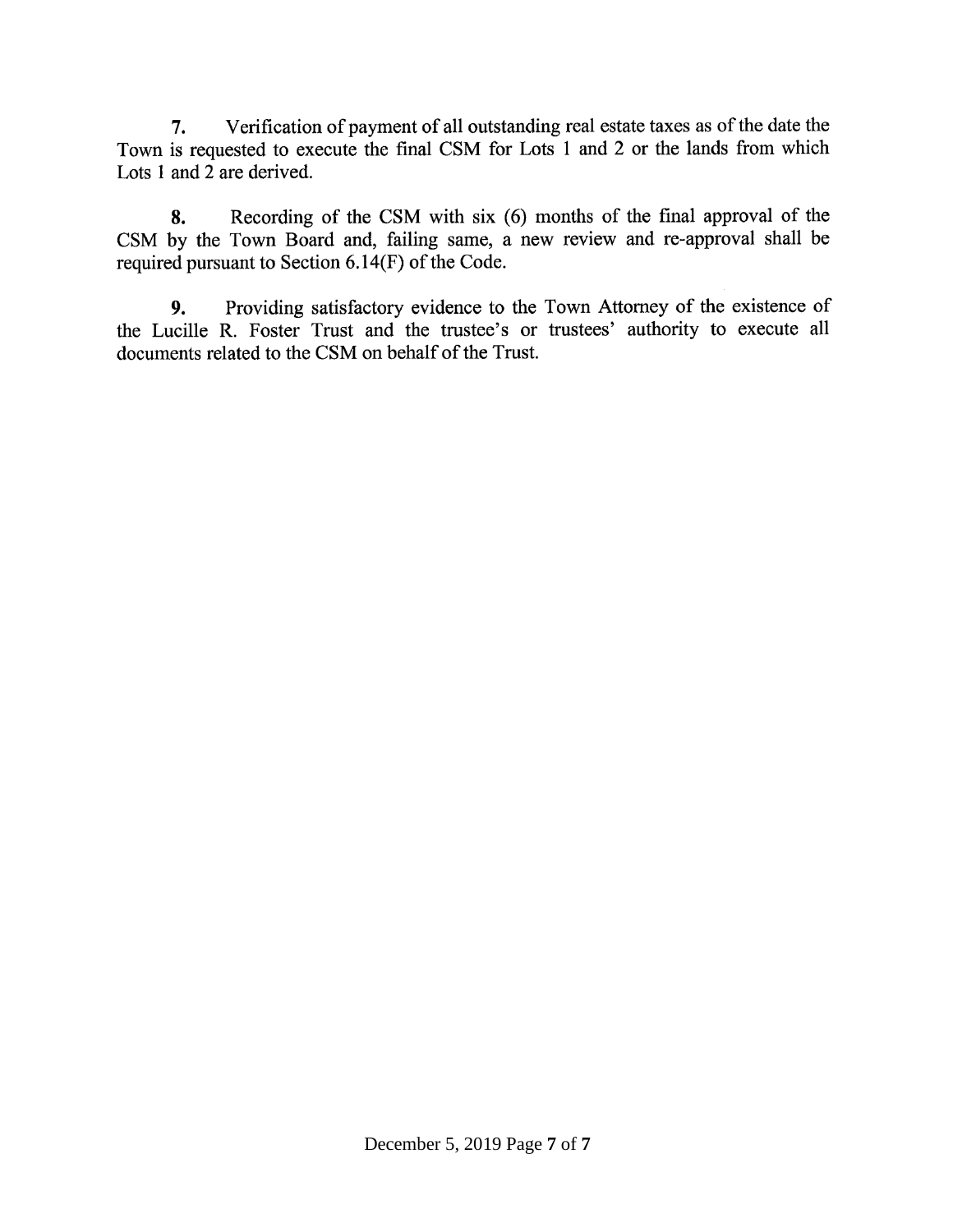**7.** Verification of payment of all outstanding real estate taxes as of the date the Town is requested to execute the final CSM for Lots 1 and 2 or the lands from which Lots 1 and 2 are derived.

**8.** Recording of the CSM with six (6) months of the final approval of the CSM by the Town Board and, failing same, a new review and re-approval shall be required pursuant to Section 6.14(F) of the Code.

**9.** Providing satisfactory evidence to the Town Attorney of the existence of the Lucille R. Foster Trust and the trustee's or trustees' authority to execute all documents related to the CSM on behalf of the Trust.